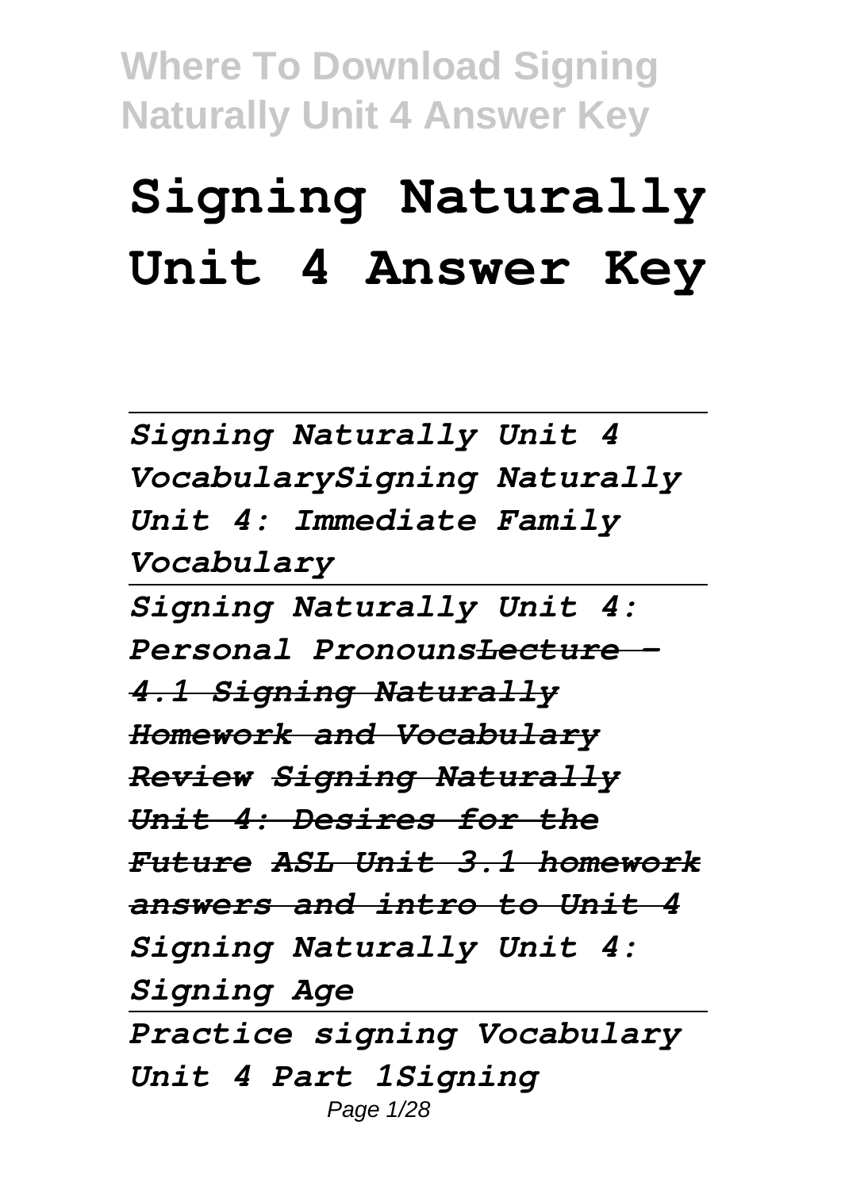# Signing Naturally Unit 4 Answer Key

*Signing Naturally Unit 4 VocabularySigning Naturally Unit 4: Immediate Family Vocabulary*

*Signing Naturally Unit 4: Personal Pronouns~~Lecture - 4.1 Signing Naturally Homework and Vocabulary Review~~ ~~Signing Naturally Unit 4: Desires for the Future~~ ~~ASL Unit 3.1 homework answers and intro to Unit 4~~ Signing Naturally Unit 4: Signing Age*

*Practice signing Vocabulary Unit 4 Part 1Signing*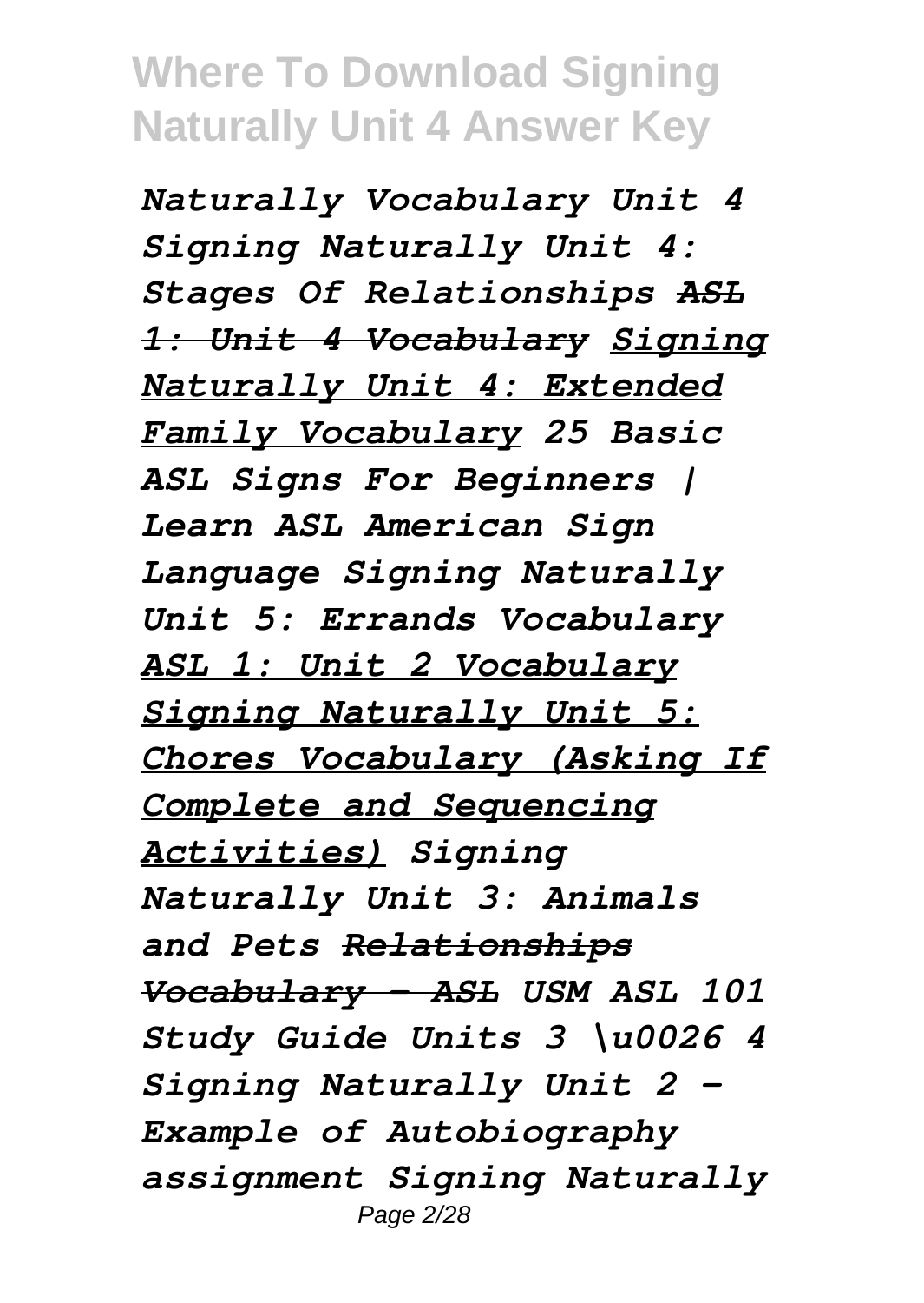*Naturally Vocabulary Unit 4 Signing Naturally Unit 4: Stages Of Relationships ~~ASL 1: Unit 4 Vocabulary~~ Signing Naturally Unit 4: Extended Family Vocabulary 25 Basic ASL Signs For Beginners | Learn ASL American Sign Language Signing Naturally Unit 5: Errands Vocabulary ASL 1: Unit 2 Vocabulary Signing Naturally Unit 5: Chores Vocabulary (Asking If Complete and Sequencing Activities) Signing Naturally Unit 3: Animals and Pets ~~Relationships Vocabulary - ASL~~ USM ASL 101 Study Guide Units 3 \u0026 4 Signing Naturally Unit 2 - Example of Autobiography assignment Signing Naturally*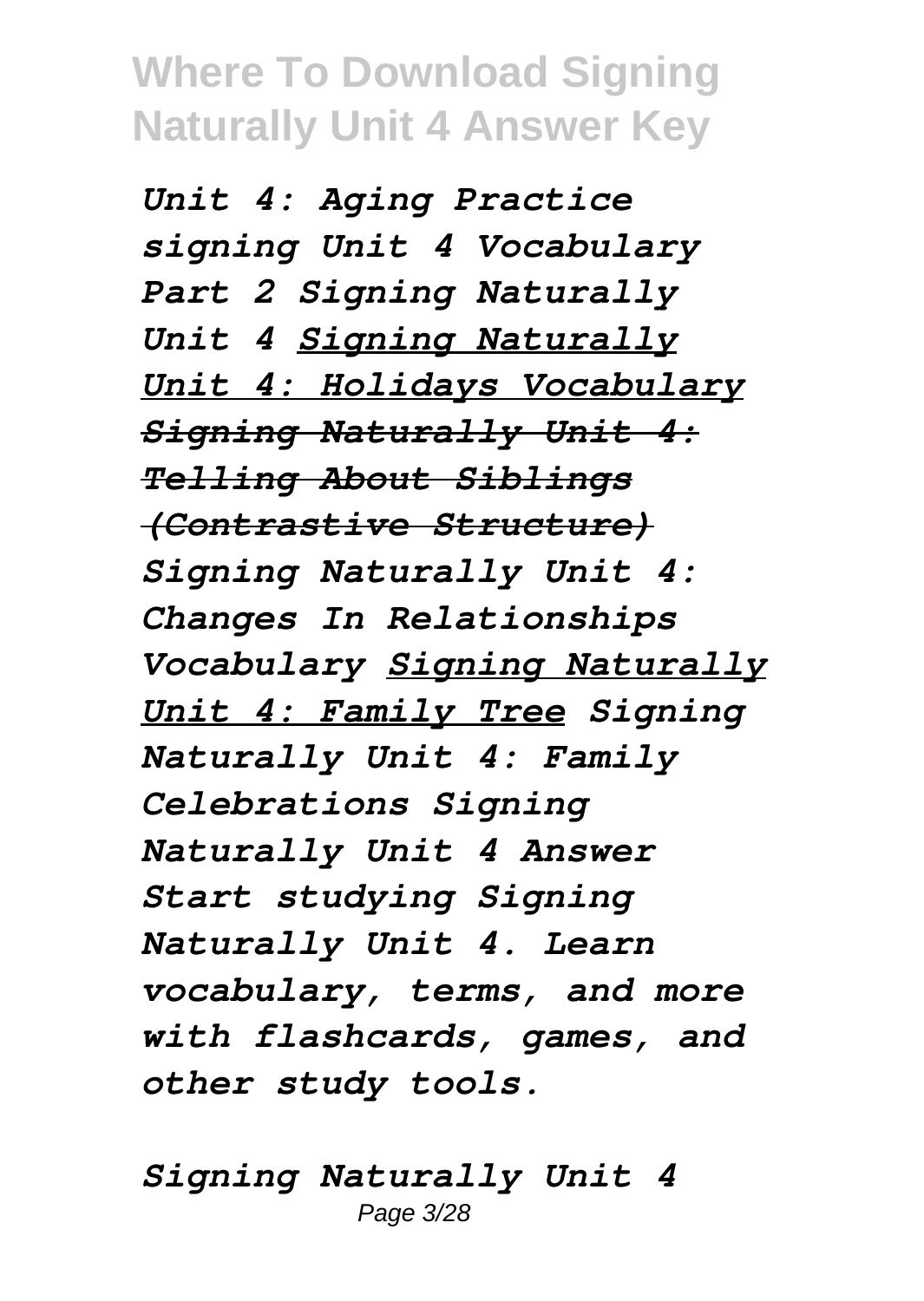*Unit 4: Aging Practice signing Unit 4 Vocabulary Part 2 Signing Naturally Unit 4 Signing Naturally Unit 4: Holidays Vocabulary ~~Signing Naturally Unit 4: Telling About Siblings (Contrastive Structure)~~ Signing Naturally Unit 4: Changes In Relationships Vocabulary Signing Naturally Unit 4: Family Tree Signing Naturally Unit 4: Family Celebrations Signing Naturally Unit 4 Answer* *Start studying Signing Naturally Unit 4. Learn vocabulary, terms, and more with flashcards, games, and other study tools.*

*Signing Naturally Unit 4*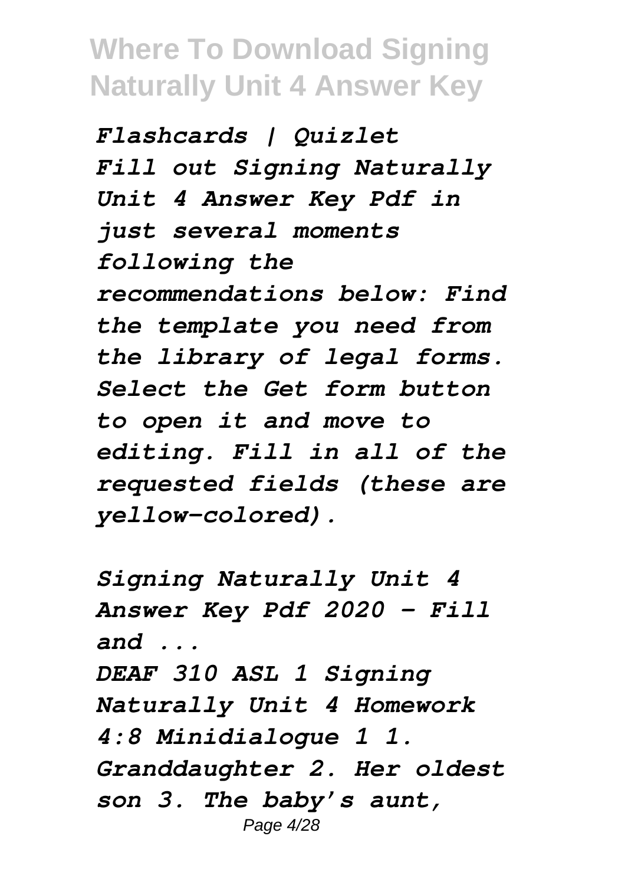*Flashcards | Quizlet*
*Fill out Signing Naturally Unit 4 Answer Key Pdf in just several moments following the recommendations below: Find the template you need from the library of legal forms. Select the Get form button to open it and move to editing. Fill in all of the requested fields (these are yellow-colored).*

*Signing Naturally Unit 4 Answer Key Pdf 2020 - Fill and ...*
*DEAF 310 ASL 1 Signing Naturally Unit 4 Homework 4:8 Minidialogue 1 1. Granddaughter 2. Her oldest son 3. The baby's aunt,*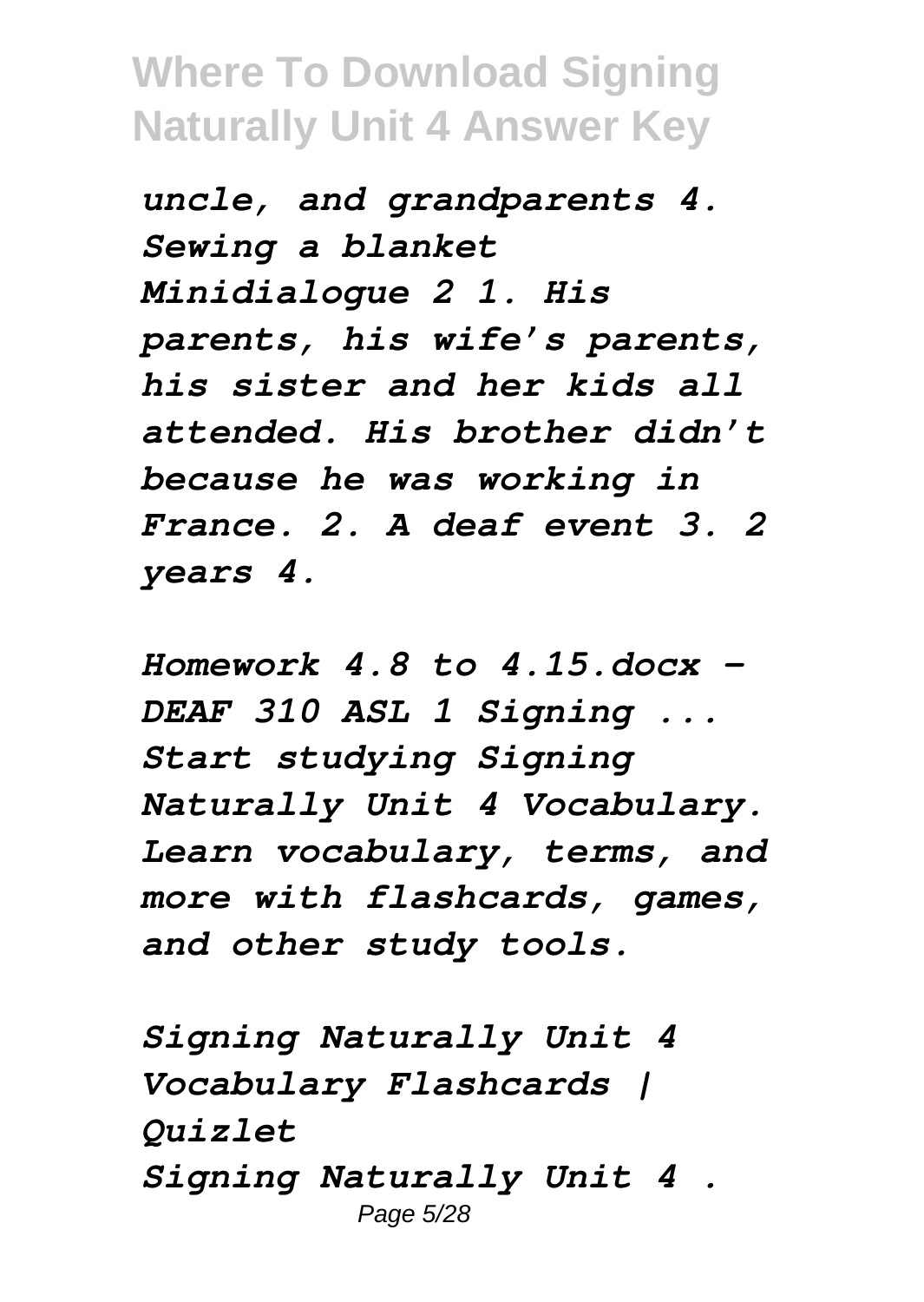*uncle, and grandparents 4. Sewing a blanket Minidialogue 2 1. His parents, his wife's parents, his sister and her kids all attended. His brother didn't because he was working in France. 2. A deaf event 3. 2 years 4.*

*Homework 4.8 to 4.15.docx - DEAF 310 ASL 1 Signing ... Start studying Signing Naturally Unit 4 Vocabulary. Learn vocabulary, terms, and more with flashcards, games, and other study tools.*

*Signing Naturally Unit 4 Vocabulary Flashcards | Quizlet*

*Signing Naturally Unit 4 .*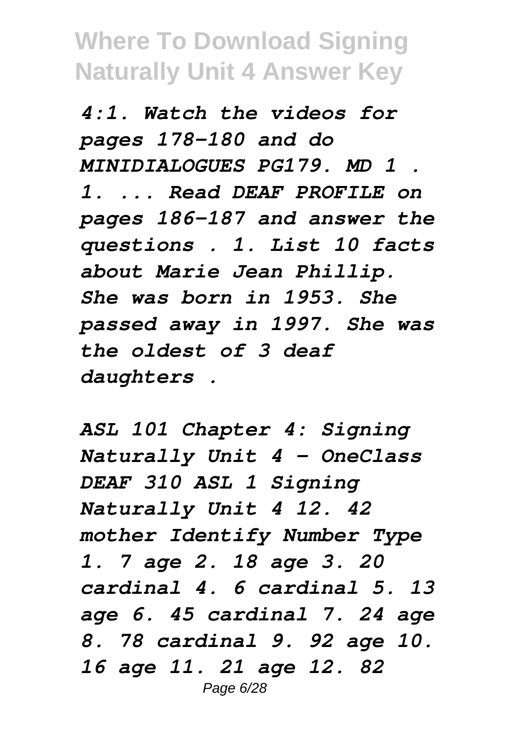*4:1. Watch the videos for pages 178-180 and do MINIDIALOGUES PG179. MD 1 . 1. ... Read DEAF PROFILE on pages 186-187 and answer the questions . 1. List 10 facts about Marie Jean Phillip. She was born in 1953. She passed away in 1997. She was the oldest of 3 deaf daughters .*

*ASL 101 Chapter 4: Signing Naturally Unit 4 - OneClass DEAF 310 ASL 1 Signing Naturally Unit 4 12. 42 mother Identify Number Type 1. 7 age 2. 18 age 3. 20 cardinal 4. 6 cardinal 5. 13 age 6. 45 cardinal 7. 24 age 8. 78 cardinal 9. 92 age 10. 16 age 11. 21 age 12. 82*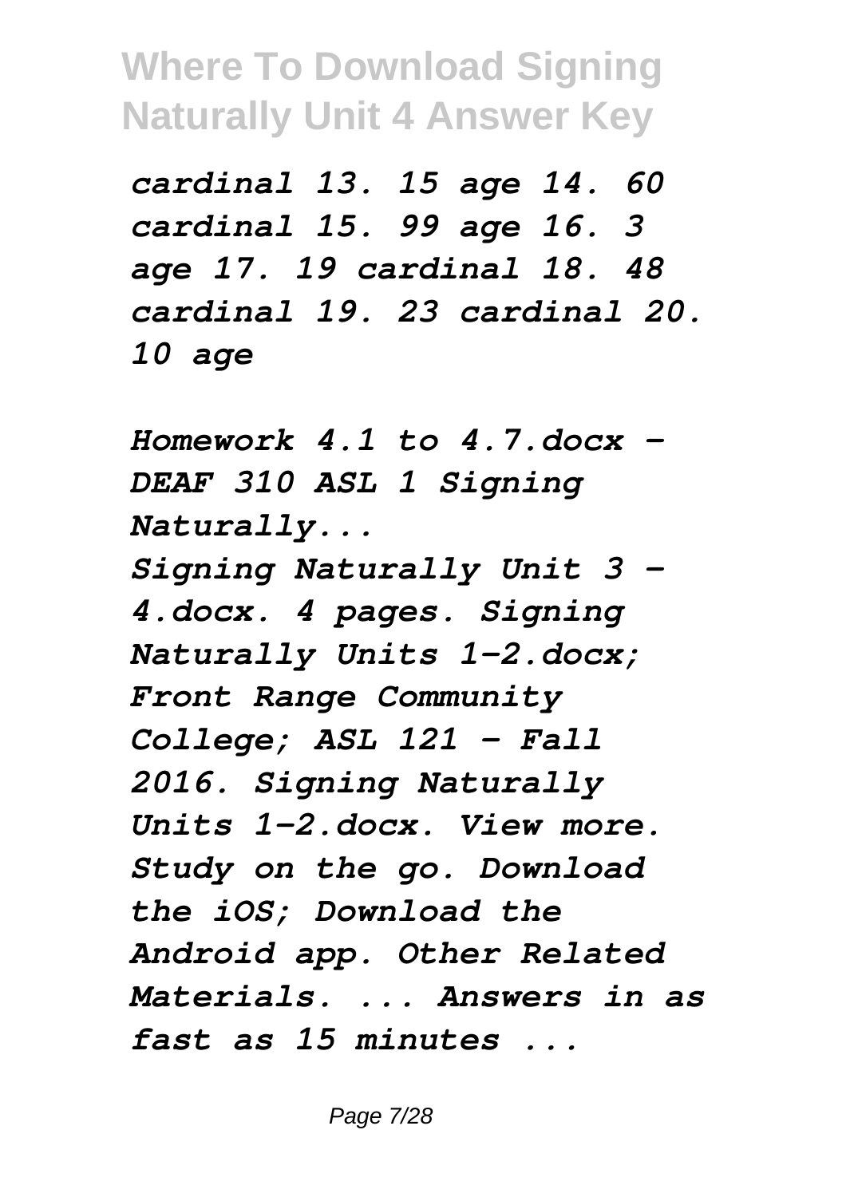*cardinal 13. 15 age 14. 60 cardinal 15. 99 age 16. 3 age 17. 19 cardinal 18. 48 cardinal 19. 23 cardinal 20. 10 age*

*Homework 4.1 to 4.7.docx - DEAF 310 ASL 1 Signing Naturally...*

*Signing Naturally Unit 3 - 4.docx. 4 pages. Signing Naturally Units 1-2.docx; Front Range Community College; ASL 121 - Fall 2016. Signing Naturally Units 1-2.docx. View more. Study on the go. Download the iOS; Download the Android app. Other Related Materials. ... Answers in as fast as 15 minutes ...*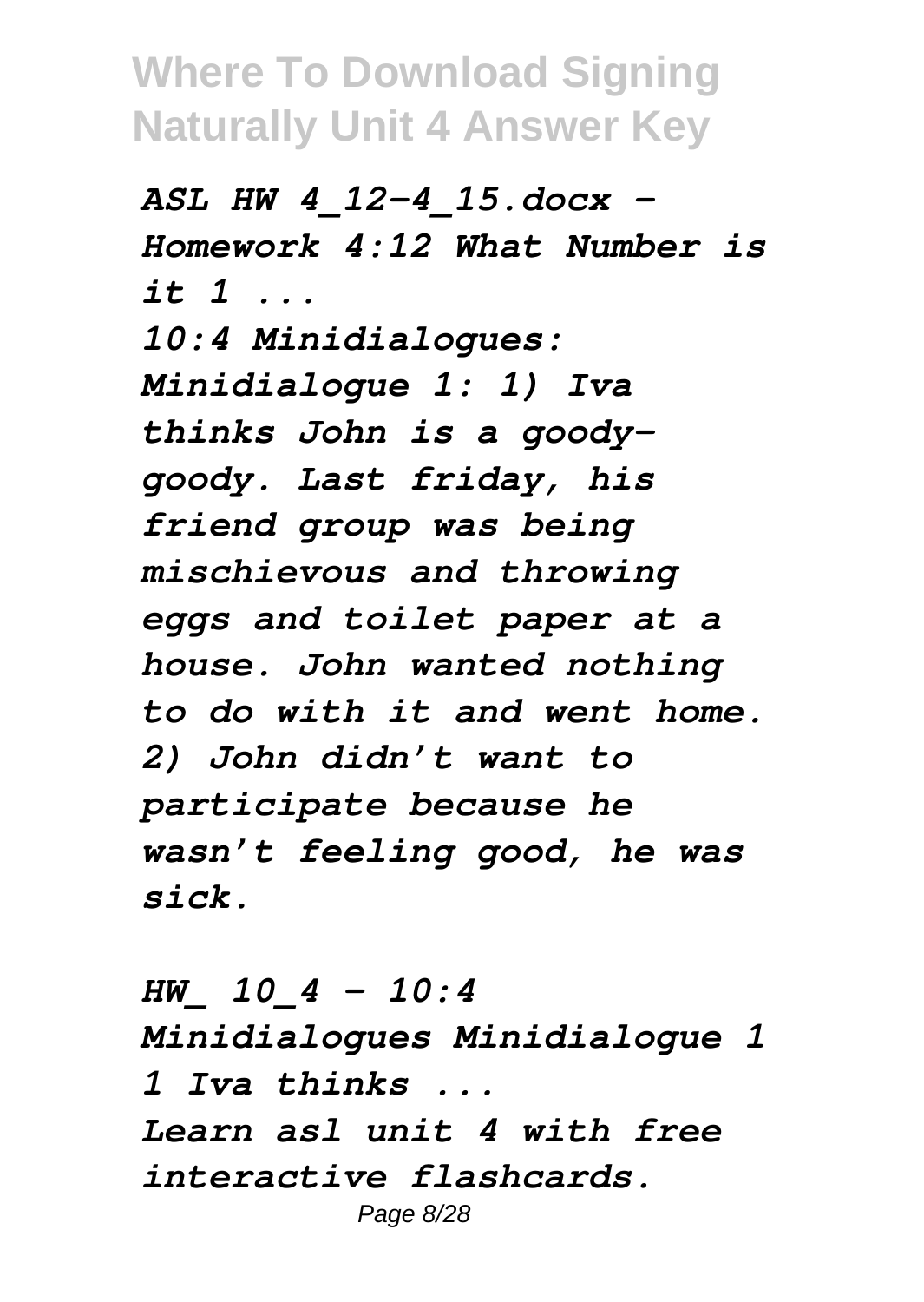*ASL HW 4_12-4_15.docx - Homework 4:12 What Number is it 1 ...*

*10:4 Minidialogues: Minidialogue 1: 1) Iva thinks John is a goody-goody. Last friday, his friend group was being mischievous and throwing eggs and toilet paper at a house. John wanted nothing to do with it and went home. 2) John didn't want to participate because he wasn't feeling good, he was sick.*

*HW_ 10_4 - 10:4 Minidialogues Minidialogue 1 1 Iva thinks ...*

*Learn asl unit 4 with free interactive flashcards.*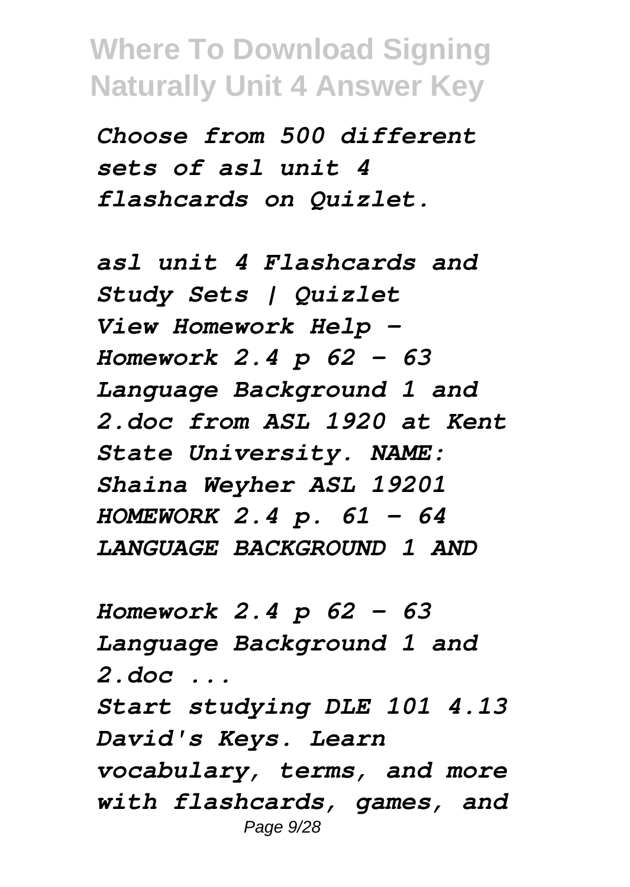*Choose from 500 different sets of asl unit 4 flashcards on Quizlet.*

*asl unit 4 Flashcards and Study Sets | Quizlet*
*View Homework Help - Homework 2.4 p 62 - 63 Language Background 1 and 2.doc from ASL 1920 at Kent State University. NAME: Shaina Weyher ASL 19201 HOMEWORK 2.4 p. 61 - 64 LANGUAGE BACKGROUND 1 AND*

*Homework 2.4 p 62 - 63 Language Background 1 and 2.doc ...*
*Start studying DLE 101 4.13 David's Keys. Learn vocabulary, terms, and more with flashcards, games, and*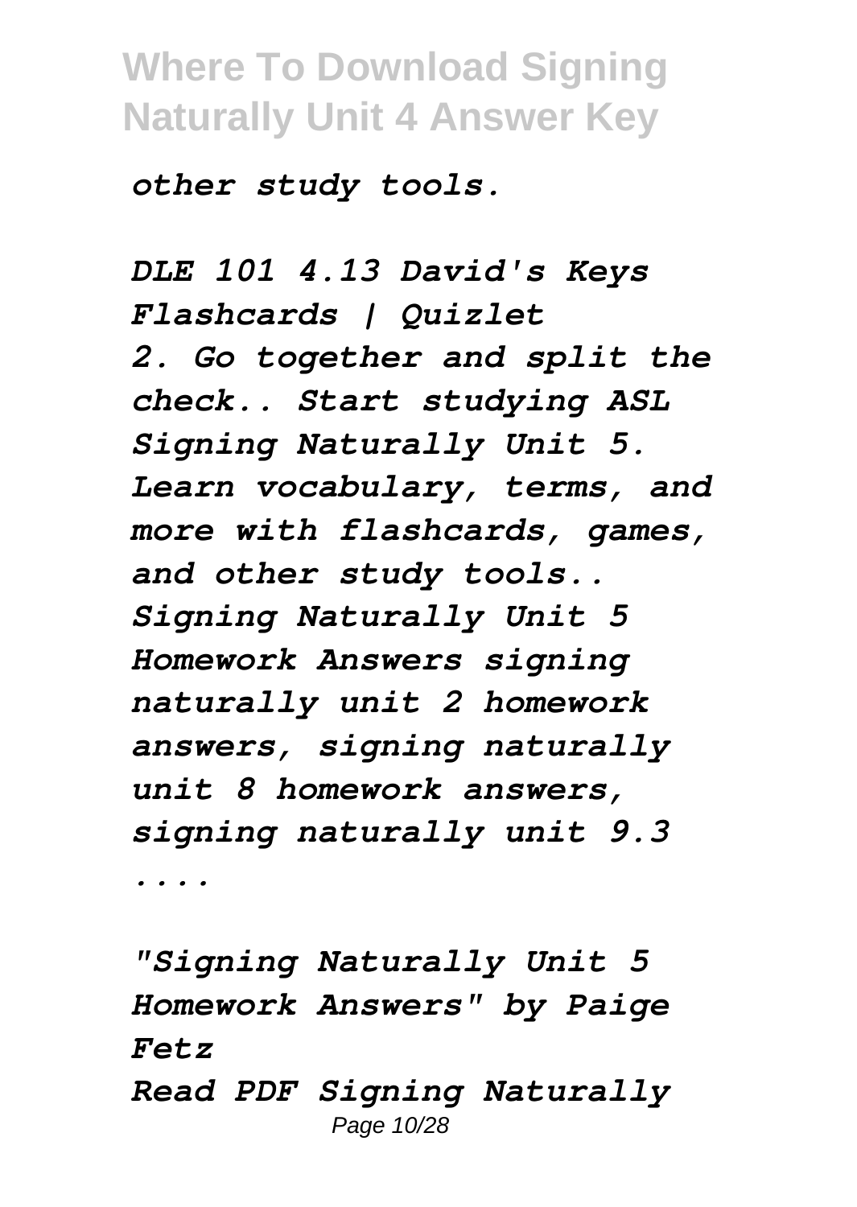*other study tools.*

*DLE 101 4.13 David's Keys Flashcards | Quizlet*
*2. Go together and split the check.. Start studying ASL Signing Naturally Unit 5. Learn vocabulary, terms, and more with flashcards, games, and other study tools.. Signing Naturally Unit 5 Homework Answers signing naturally unit 2 homework answers, signing naturally unit 8 homework answers, signing naturally unit 9.3 ....*

*"Signing Naturally Unit 5 Homework Answers" by Paige Fetz*
*Read PDF Signing Naturally*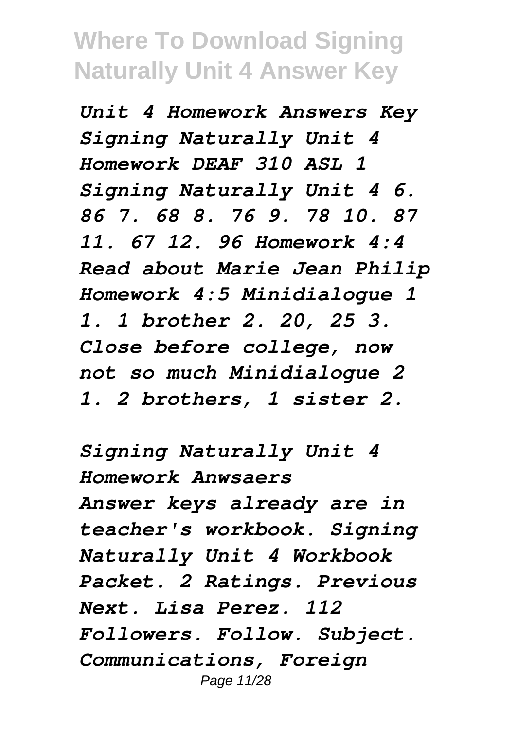*Unit 4 Homework Answers Key Signing Naturally Unit 4 Homework DEAF 310 ASL 1 Signing Naturally Unit 4 6. 86 7. 68 8. 76 9. 78 10. 87 11. 67 12. 96 Homework 4:4 Read about Marie Jean Philip Homework 4:5 Minidialogue 1 1. 1 brother 2. 20, 25 3. Close before college, now not so much Minidialogue 2 1. 2 brothers, 1 sister 2.*

*Signing Naturally Unit 4 Homework Anwsaers*

*Answer keys already are in teacher's workbook. Signing Naturally Unit 4 Workbook Packet. 2 Ratings. Previous Next. Lisa Perez. 112 Followers. Follow. Subject. Communications, Foreign*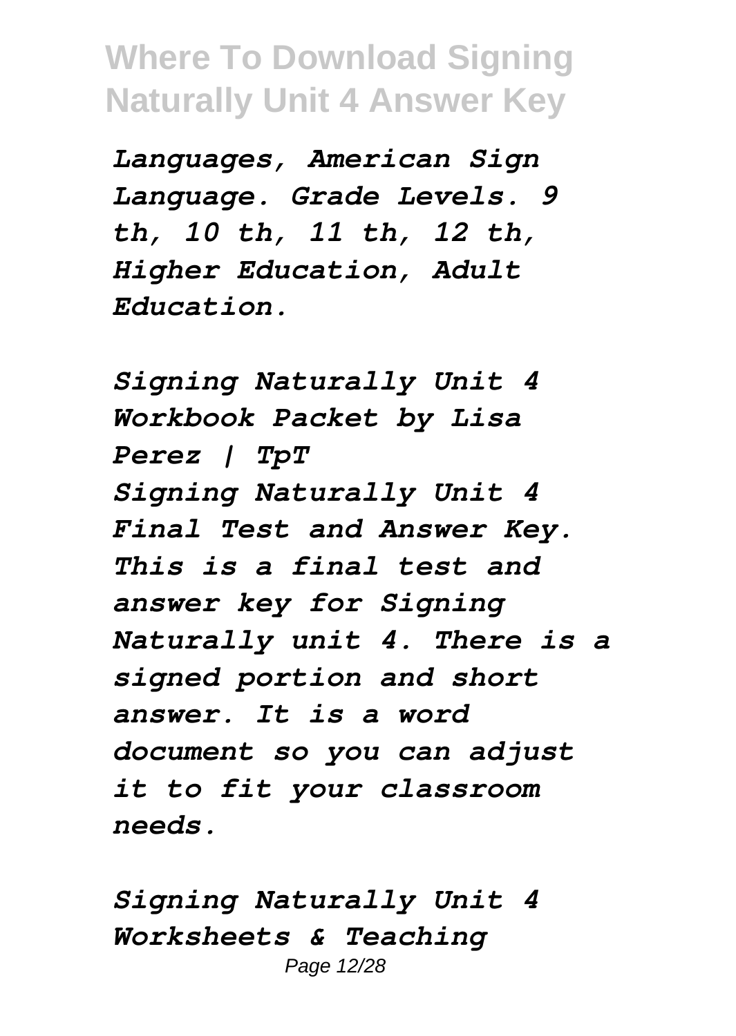*Languages, American Sign Language. Grade Levels. 9 th, 10 th, 11 th, 12 th, Higher Education, Adult Education.*

*Signing Naturally Unit 4 Workbook Packet by Lisa Perez | TpT*
*Signing Naturally Unit 4 Final Test and Answer Key. This is a final test and answer key for Signing Naturally unit 4. There is a signed portion and short answer. It is a word document so you can adjust it to fit your classroom needs.*

*Signing Naturally Unit 4 Worksheets & Teaching*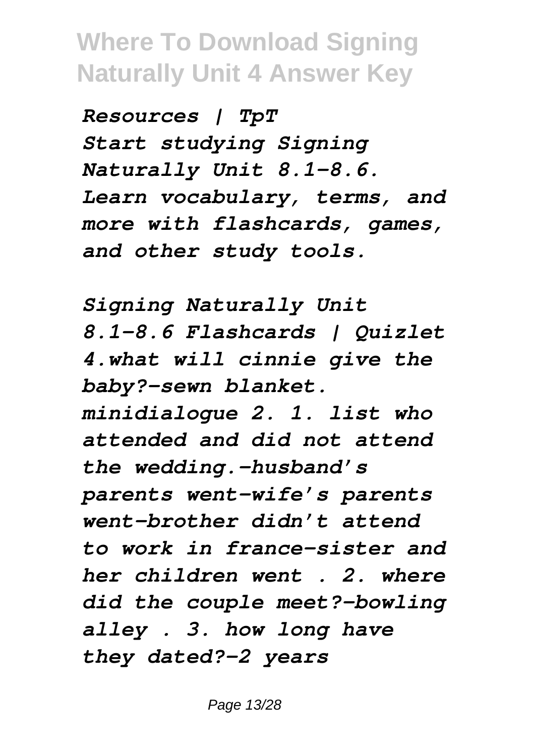*Resources | TpT*
*Start studying Signing Naturally Unit 8.1-8.6. Learn vocabulary, terms, and more with flashcards, games, and other study tools.*

*Signing Naturally Unit 8.1-8.6 Flashcards | Quizlet*
*4.what will cinnie give the baby?-sewn blanket. minidialogue 2. 1. list who attended and did not attend the wedding.-husband's parents went-wife's parents went-brother didn't attend to work in france-sister and her children went . 2. where did the couple meet?-bowling alley . 3. how long have they dated?-2 years*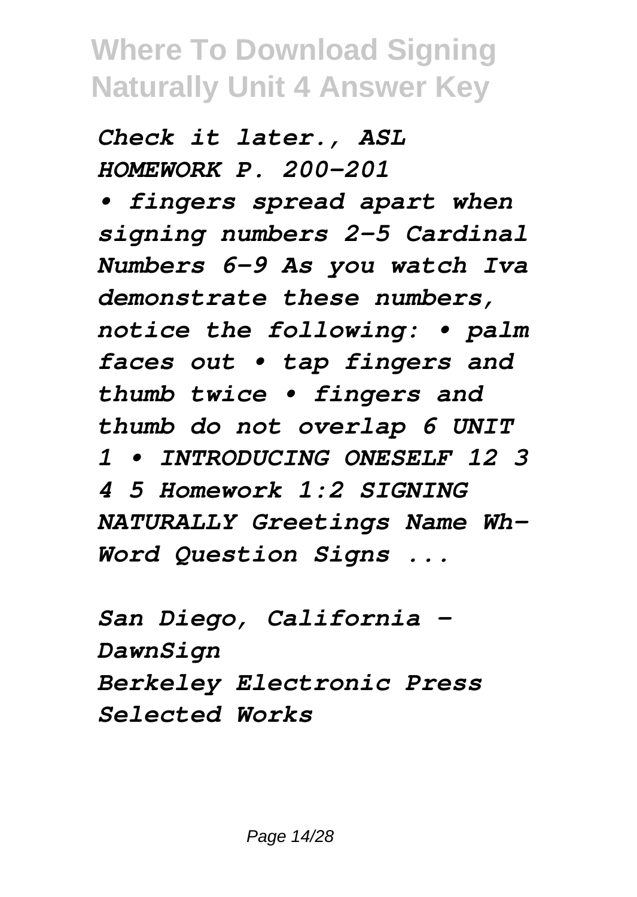*Check it later., ASL HOMEWORK P. 200-201*

*• fingers spread apart when signing numbers 2-5 Cardinal Numbers 6-9 As you watch Iva demonstrate these numbers, notice the following: • palm faces out • tap fingers and thumb twice • fingers and thumb do not overlap 6 UNIT 1 • INTRODUCING ONESELF 12 3 4 5 Homework 1:2 SIGNING NATURALLY Greetings Name Wh-Word Question Signs ...*

*San Diego, California - DawnSign*

*Berkeley Electronic Press Selected Works*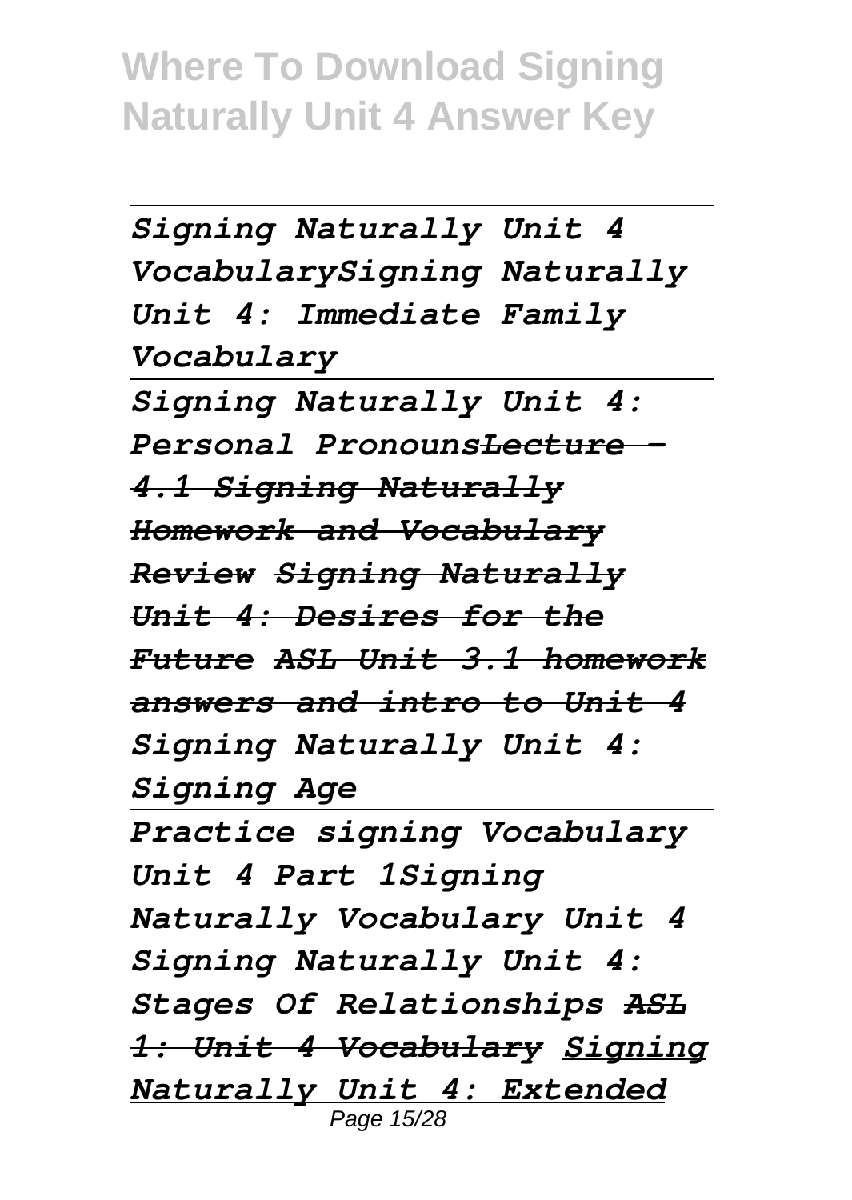*Signing Naturally Unit 4 VocabularySigning Naturally Unit 4: Immediate Family Vocabulary*

---

*Signing Naturally Unit 4: Personal Pronouns~~Lecture - 4.1 Signing Naturally Homework and Vocabulary Review~~ ~~Signing Naturally Unit 4: Desires for the Future~~ ~~ASL Unit 3.1 homework answers and intro to Unit 4~~ Signing Naturally Unit 4: Signing Age*

---

*Practice signing Vocabulary Unit 4 Part 1Signing Naturally Vocabulary Unit 4 Signing Naturally Unit 4: Stages Of Relationships ~~ASL 1: Unit 4 Vocabulary~~ <u>Signing Naturally Unit 4: Extended</u>*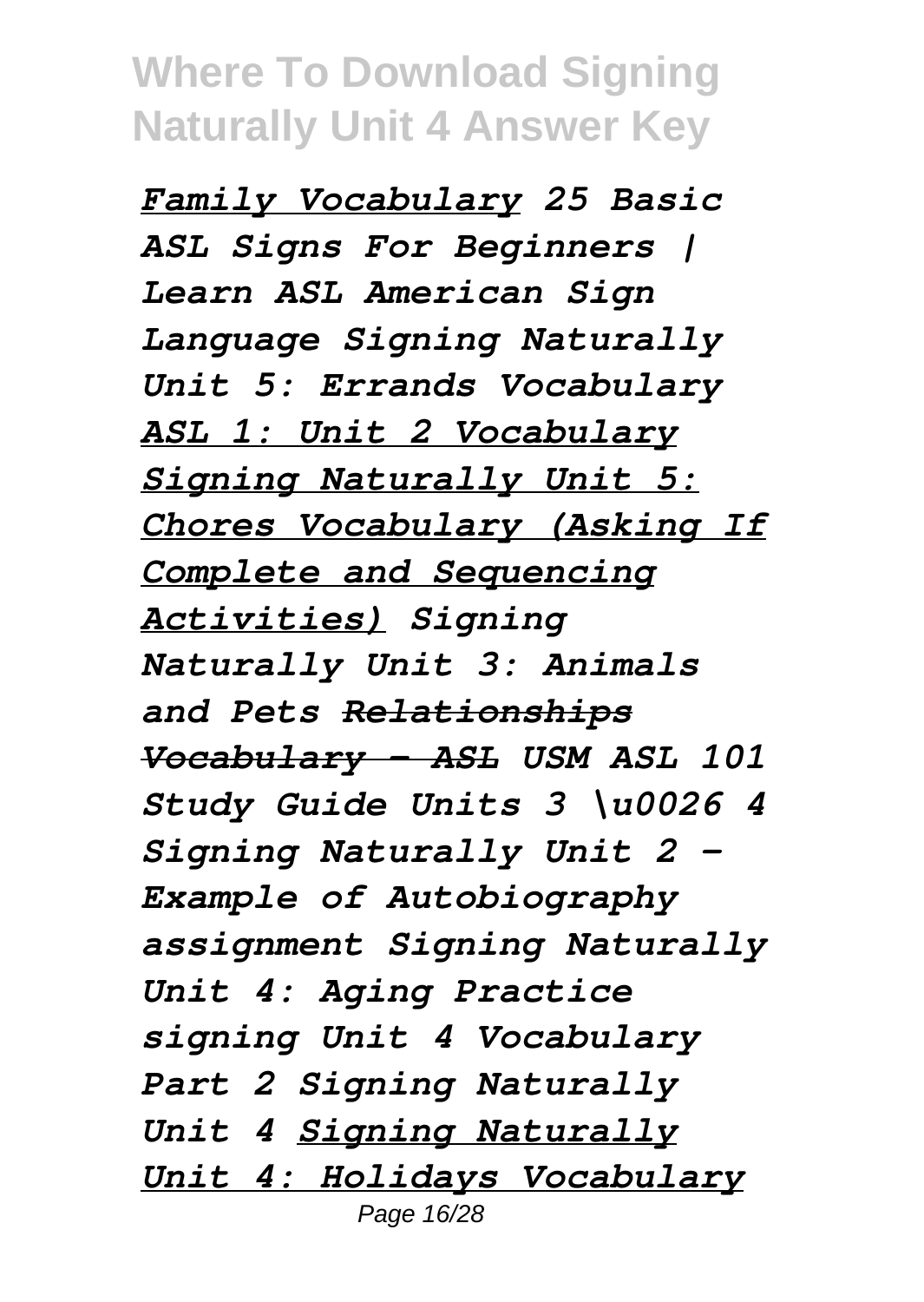*Family Vocabulary 25 Basic ASL Signs For Beginners | Learn ASL American Sign Language Signing Naturally Unit 5: Errands Vocabulary ASL 1: Unit 2 Vocabulary Signing Naturally Unit 5: Chores Vocabulary (Asking If Complete and Sequencing Activities) Signing Naturally Unit 3: Animals and Pets ~~Relationships Vocabulary - ASL~~ USM ASL 101 Study Guide Units 3 \u0026 4 Signing Naturally Unit 2 - Example of Autobiography assignment Signing Naturally Unit 4: Aging Practice signing Unit 4 Vocabulary Part 2 Signing Naturally Unit 4 Signing Naturally Unit 4: Holidays Vocabulary*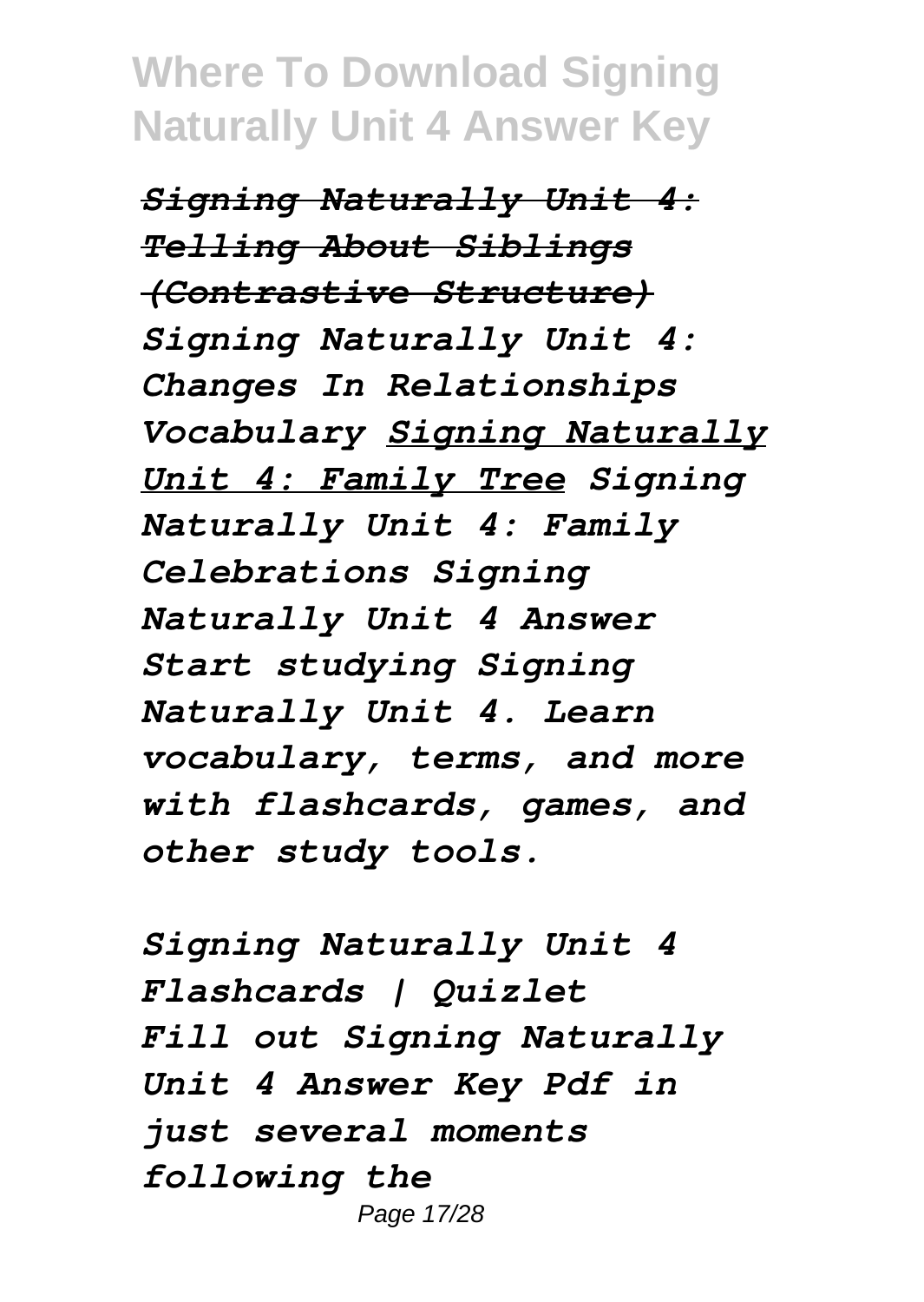***Signing Naturally Unit 4: Telling About Siblings (Contrastive Structure)*** *Signing Naturally Unit 4: Changes In Relationships Vocabulary* ***Signing Naturally Unit 4: Family Tree*** *Signing Naturally Unit 4: Family Celebrations Signing Naturally Unit 4 Answer Start studying Signing Naturally Unit 4. Learn vocabulary, terms, and more with flashcards, games, and other study tools.*

*Signing Naturally Unit 4 Flashcards | Quizlet Fill out Signing Naturally Unit 4 Answer Key Pdf in just several moments following the*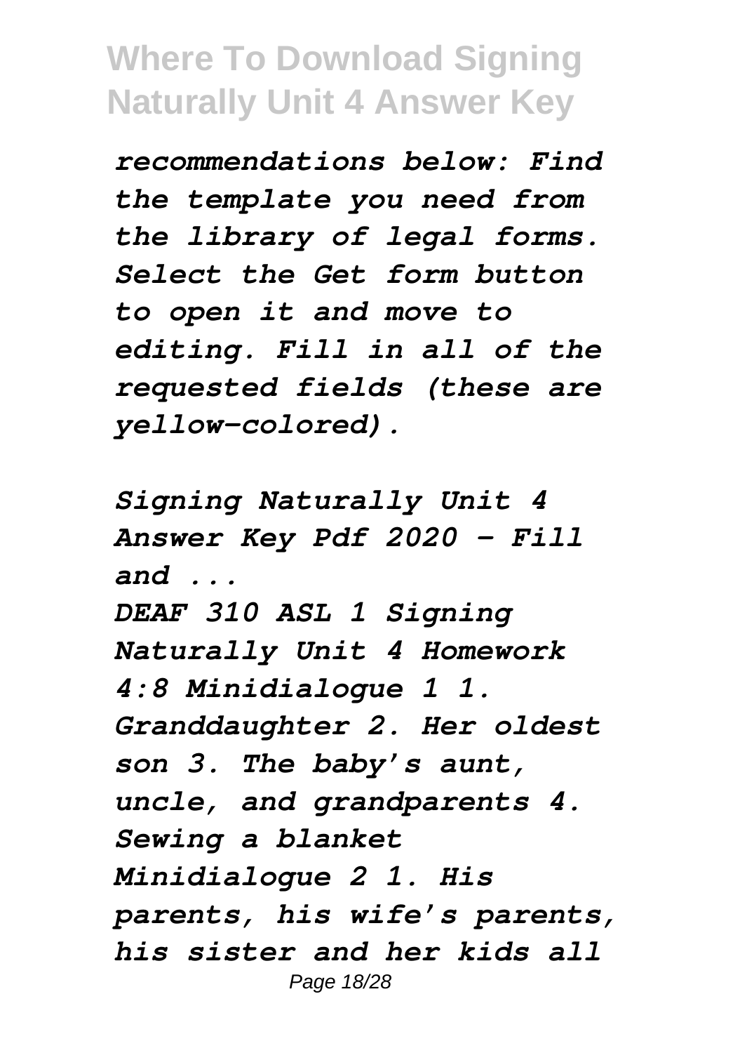*recommendations below: Find the template you need from the library of legal forms. Select the Get form button to open it and move to editing. Fill in all of the requested fields (these are yellow-colored).*

*Signing Naturally Unit 4 Answer Key Pdf 2020 - Fill and ...*

*DEAF 310 ASL 1 Signing Naturally Unit 4 Homework 4:8 Minidialogue 1 1. Granddaughter 2. Her oldest son 3. The baby's aunt, uncle, and grandparents 4. Sewing a blanket Minidialogue 2 1. His parents, his wife's parents, his sister and her kids all*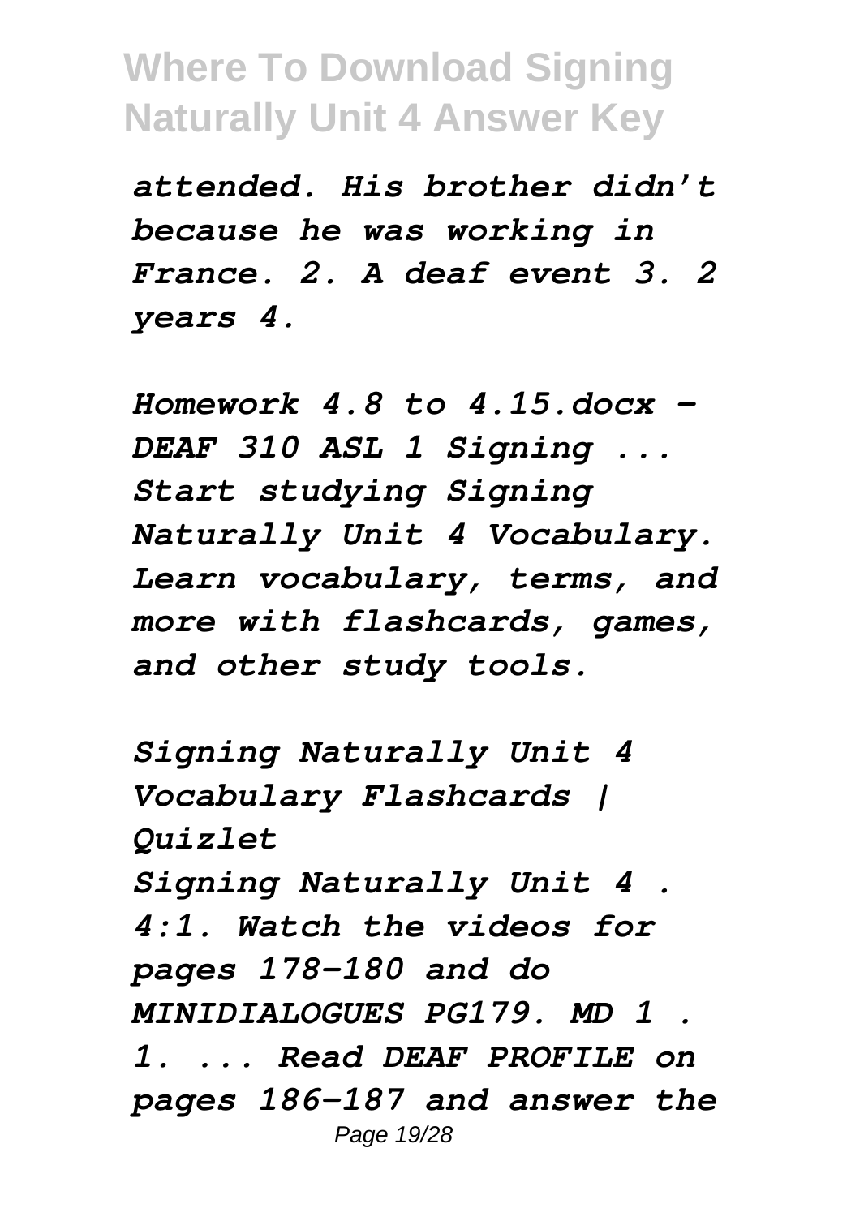*attended. His brother didn't because he was working in France. 2. A deaf event 3. 2 years 4.*

*Homework 4.8 to 4.15.docx - DEAF 310 ASL 1 Signing ... Start studying Signing Naturally Unit 4 Vocabulary. Learn vocabulary, terms, and more with flashcards, games, and other study tools.*

*Signing Naturally Unit 4 Vocabulary Flashcards | Quizlet*

*Signing Naturally Unit 4 . 4:1. Watch the videos for pages 178-180 and do MINIDIALOGUES PG179. MD 1 . 1. ... Read DEAF PROFILE on pages 186-187 and answer the*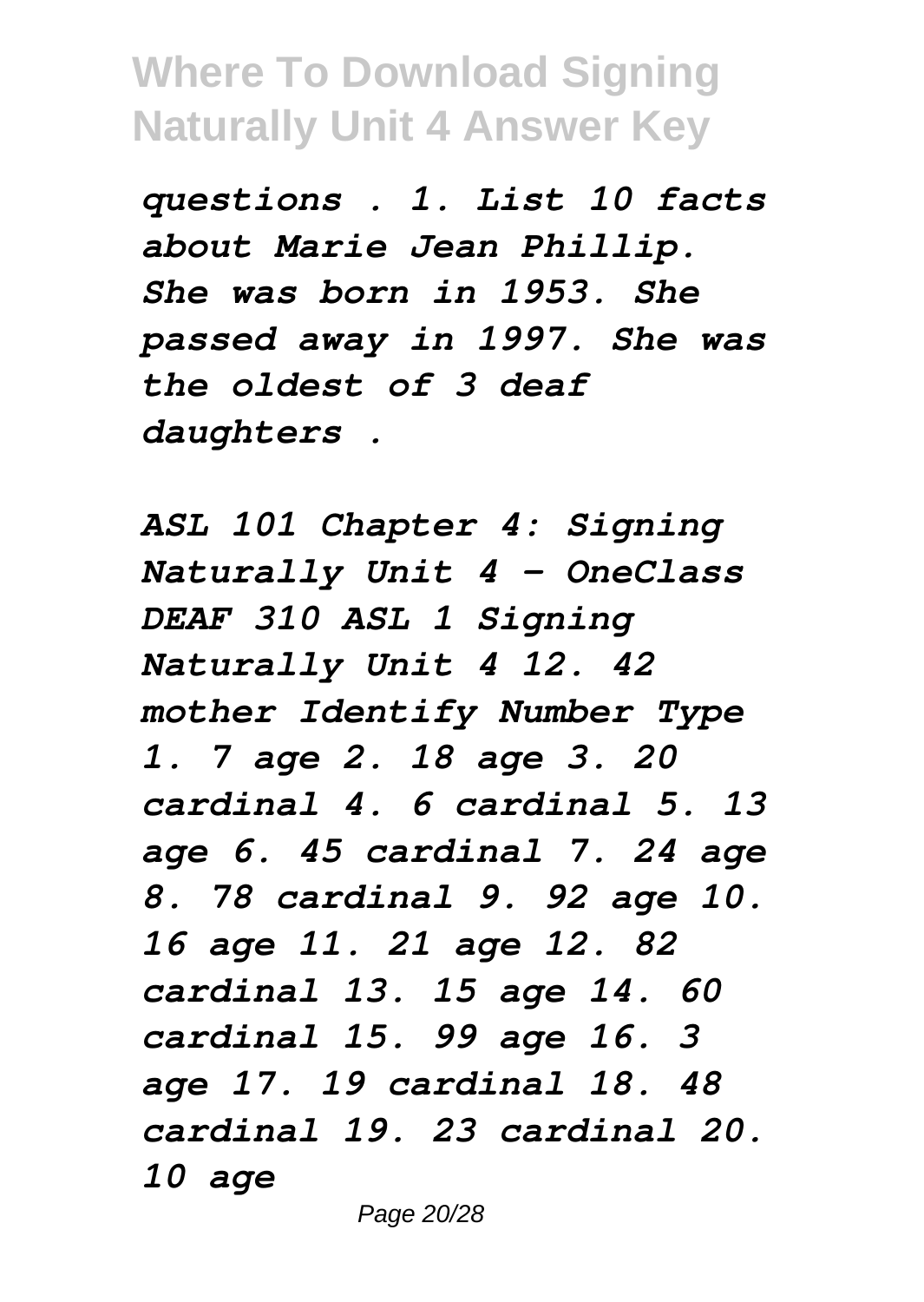*questions . 1. List 10 facts about Marie Jean Phillip. She was born in 1953. She passed away in 1997. She was the oldest of 3 deaf daughters .*

*ASL 101 Chapter 4: Signing Naturally Unit 4 - OneClass DEAF 310 ASL 1 Signing Naturally Unit 4 12. 42 mother Identify Number Type 1. 7 age 2. 18 age 3. 20 cardinal 4. 6 cardinal 5. 13 age 6. 45 cardinal 7. 24 age 8. 78 cardinal 9. 92 age 10. 16 age 11. 21 age 12. 82 cardinal 13. 15 age 14. 60 cardinal 15. 99 age 16. 3 age 17. 19 cardinal 18. 48 cardinal 19. 23 cardinal 20. 10 age*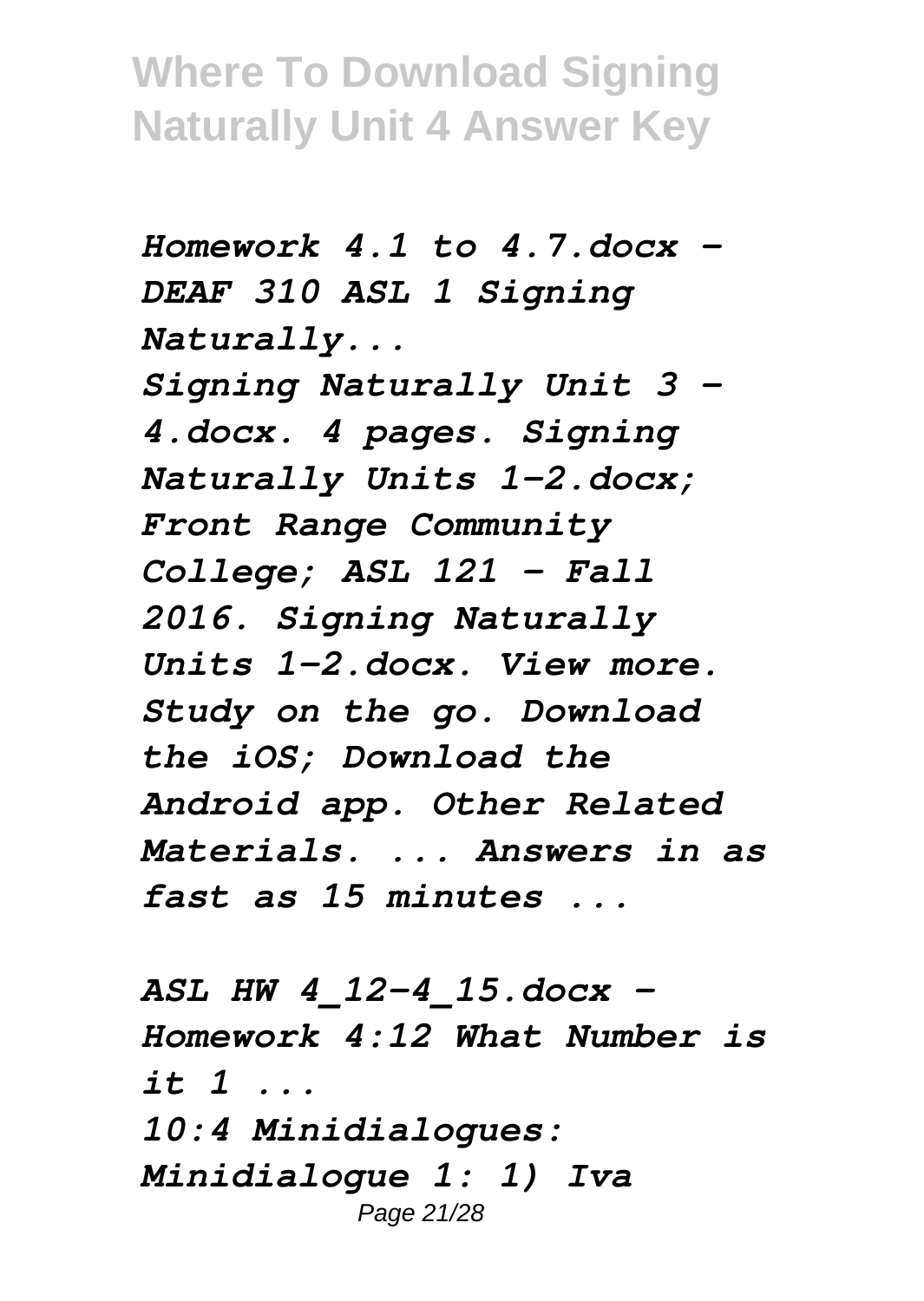*Homework 4.1 to 4.7.docx - DEAF 310 ASL 1 Signing Naturally...*

*Signing Naturally Unit 3 - 4.docx. 4 pages. Signing Naturally Units 1-2.docx; Front Range Community College; ASL 121 - Fall 2016. Signing Naturally Units 1-2.docx. View more. Study on the go. Download the iOS; Download the Android app. Other Related Materials. ... Answers in as fast as 15 minutes ...*

*ASL HW 4_12-4_15.docx - Homework 4:12 What Number is it 1 ...*

*10:4 Minidialogues: Minidialogue 1: 1) Iva*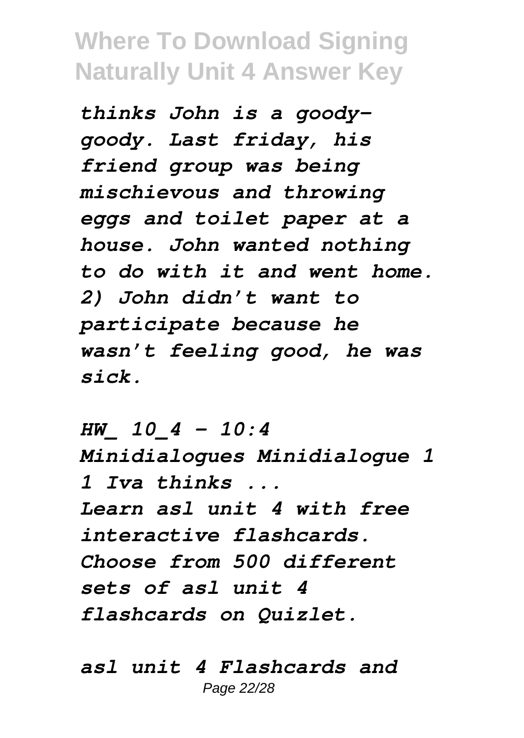*thinks John is a goody-goody. Last friday, his friend group was being mischievous and throwing eggs and toilet paper at a house. John wanted nothing to do with it and went home. 2) John didn't want to participate because he wasn't feeling good, he was sick.*

*HW_ 10_4 - 10:4 Minidialogues Minidialogue 1 1 Iva thinks ...*

*Learn asl unit 4 with free interactive flashcards. Choose from 500 different sets of asl unit 4 flashcards on Quizlet.*

*asl unit 4 Flashcards and*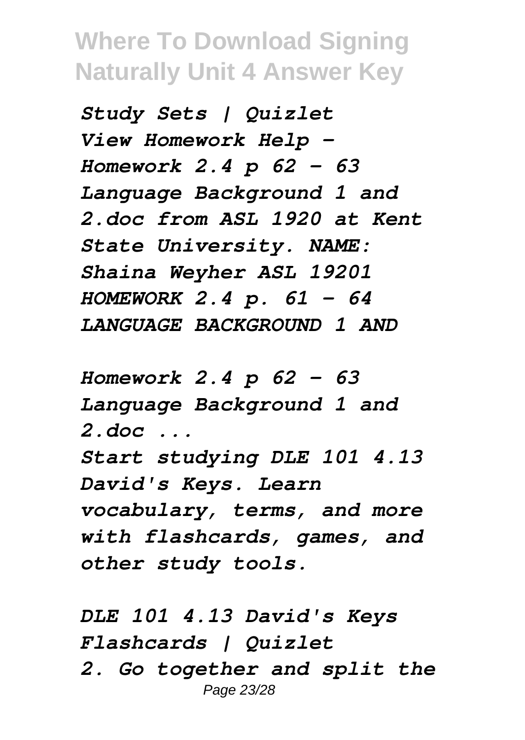*Study Sets | Quizlet*

*View Homework Help - Homework 2.4 p 62 - 63 Language Background 1 and 2.doc from ASL 1920 at Kent State University. NAME: Shaina Weyher ASL 19201 HOMEWORK 2.4 p. 61 - 64 LANGUAGE BACKGROUND 1 AND*

*Homework 2.4 p 62 - 63 Language Background 1 and 2.doc ...*

*Start studying DLE 101 4.13 David's Keys. Learn vocabulary, terms, and more with flashcards, games, and other study tools.*

*DLE 101 4.13 David's Keys Flashcards | Quizlet*

*2. Go together and split the*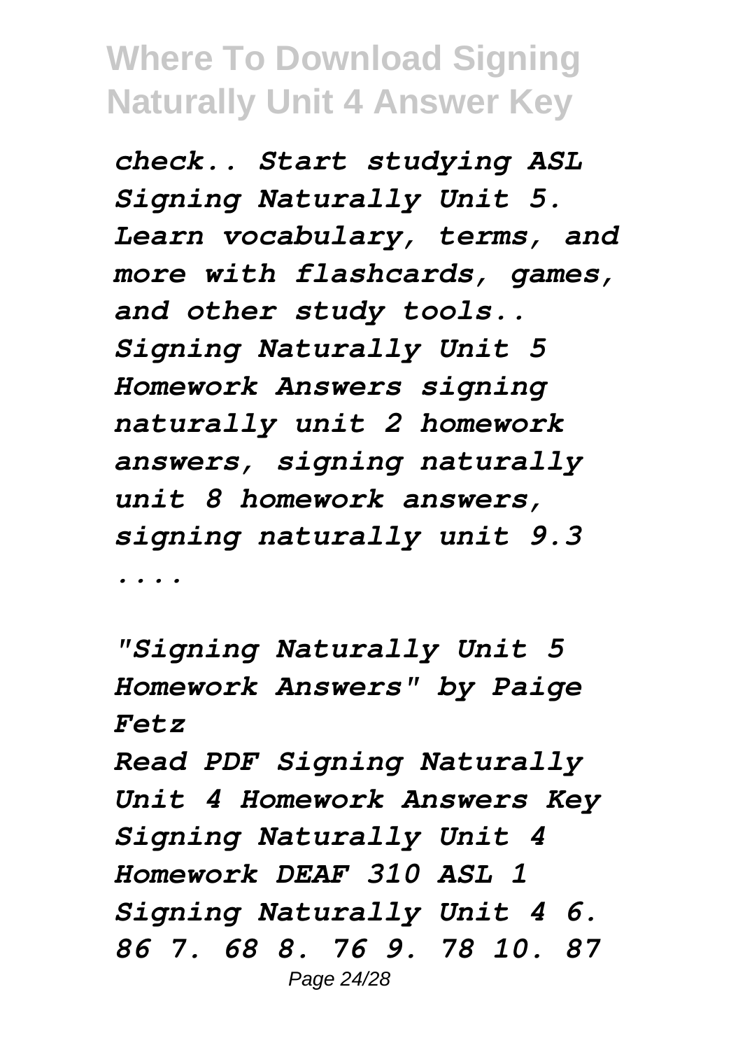*check.. Start studying ASL Signing Naturally Unit 5. Learn vocabulary, terms, and more with flashcards, games, and other study tools.. Signing Naturally Unit 5 Homework Answers signing naturally unit 2 homework answers, signing naturally unit 8 homework answers, signing naturally unit 9.3 ....*

*"Signing Naturally Unit 5 Homework Answers" by Paige Fetz*

*Read PDF Signing Naturally Unit 4 Homework Answers Key Signing Naturally Unit 4 Homework DEAF 310 ASL 1 Signing Naturally Unit 4 6. 86 7. 68 8. 76 9. 78 10. 87*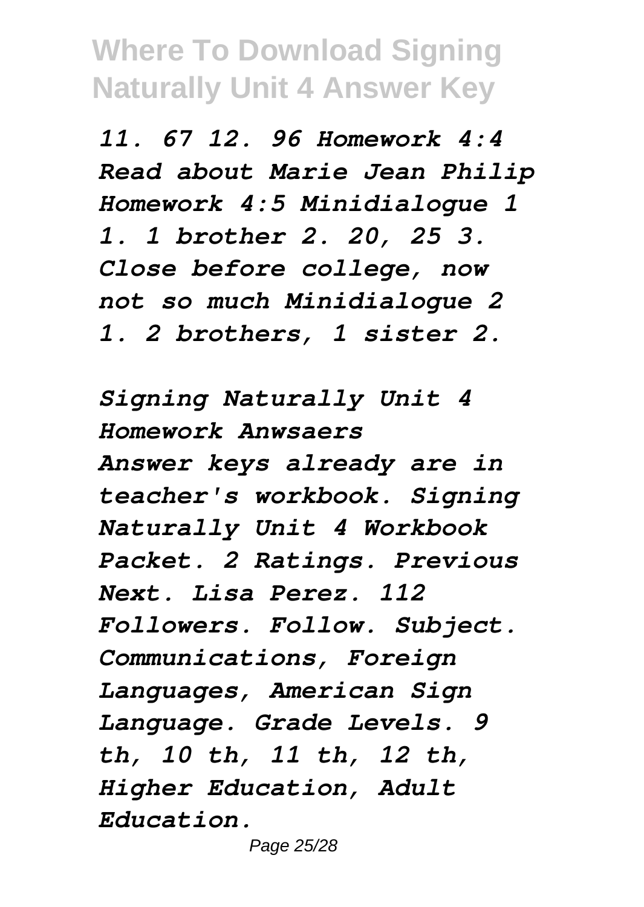*11. 67 12. 96 Homework 4:4 Read about Marie Jean Philip Homework 4:5 Minidialogue 1 1. 1 brother 2. 20, 25 3. Close before college, now not so much Minidialogue 2 1. 2 brothers, 1 sister 2.*

*Signing Naturally Unit 4 Homework Anwsaers*

*Answer keys already are in teacher's workbook. Signing Naturally Unit 4 Workbook Packet. 2 Ratings. Previous Next. Lisa Perez. 112 Followers. Follow. Subject. Communications, Foreign Languages, American Sign Language. Grade Levels. 9 th, 10 th, 11 th, 12 th, Higher Education, Adult Education.*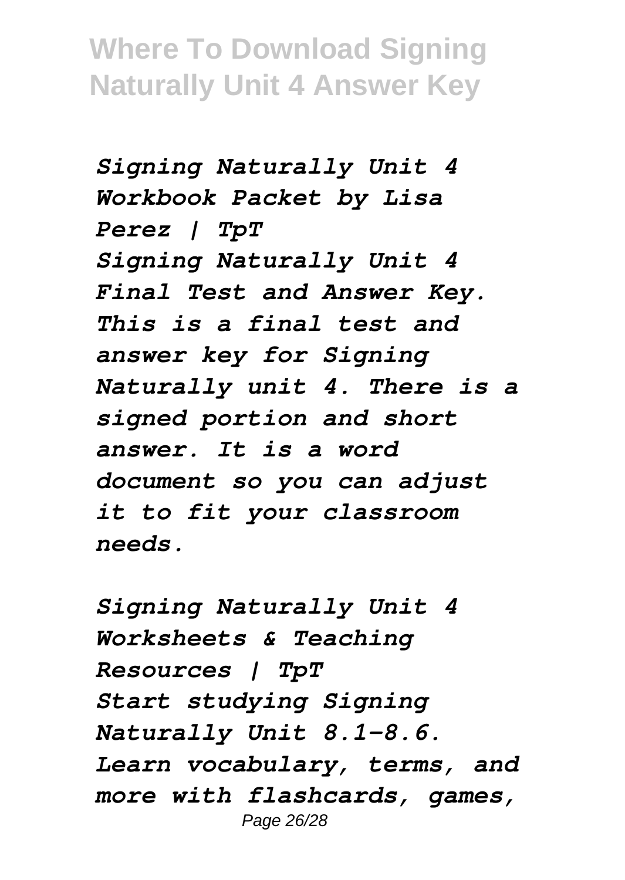*Signing Naturally Unit 4 Workbook Packet by Lisa Perez | TpT*
*Signing Naturally Unit 4 Final Test and Answer Key. This is a final test and answer key for Signing Naturally unit 4. There is a signed portion and short answer. It is a word document so you can adjust it to fit your classroom needs.*

*Signing Naturally Unit 4 Worksheets & Teaching Resources | TpT*
*Start studying Signing Naturally Unit 8.1-8.6. Learn vocabulary, terms, and more with flashcards, games,*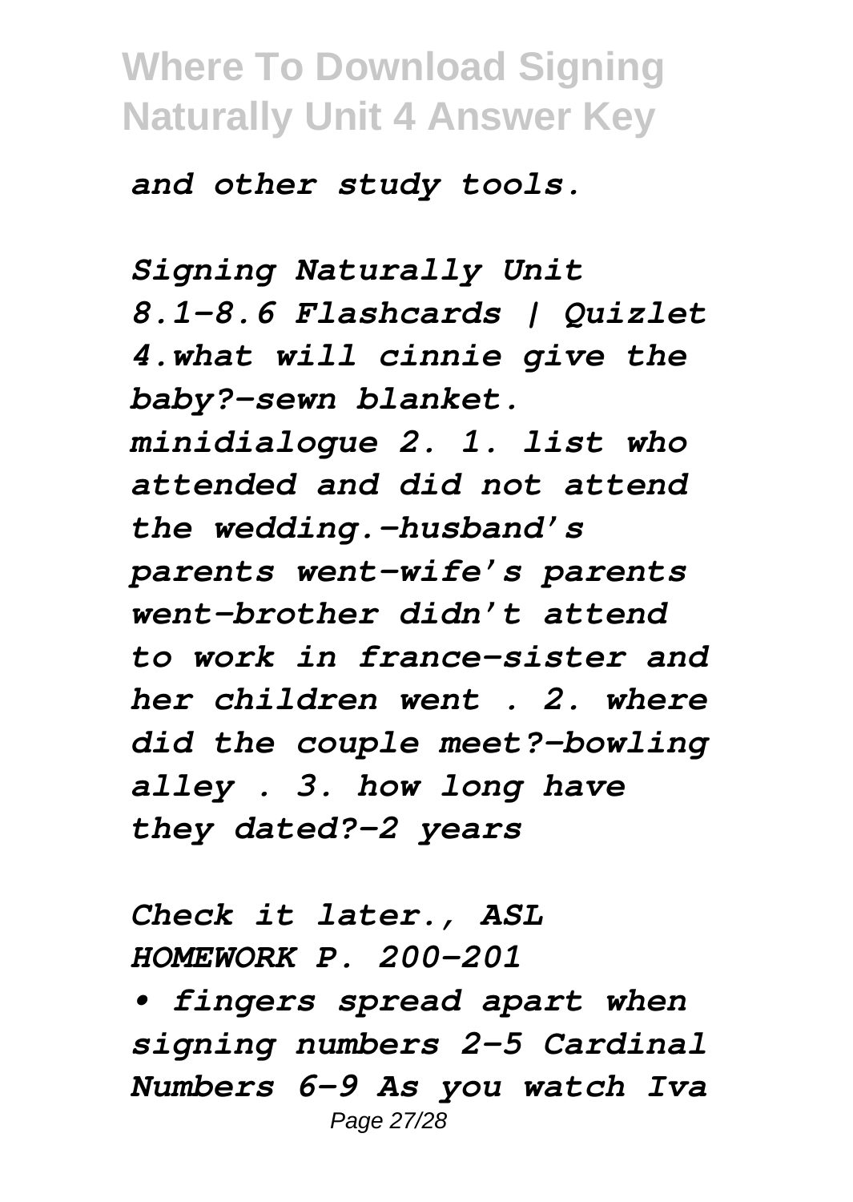*and other study tools.*

*Signing Naturally Unit 8.1-8.6 Flashcards | Quizlet 4.what will cinnie give the baby?-sewn blanket. minidialogue 2. 1. list who attended and did not attend the wedding.-husband's parents went-wife's parents went-brother didn't attend to work in france-sister and her children went . 2. where did the couple meet?-bowling alley . 3. how long have they dated?-2 years*

*Check it later., ASL HOMEWORK P. 200-201*

*• fingers spread apart when signing numbers 2-5 Cardinal Numbers 6-9 As you watch Iva*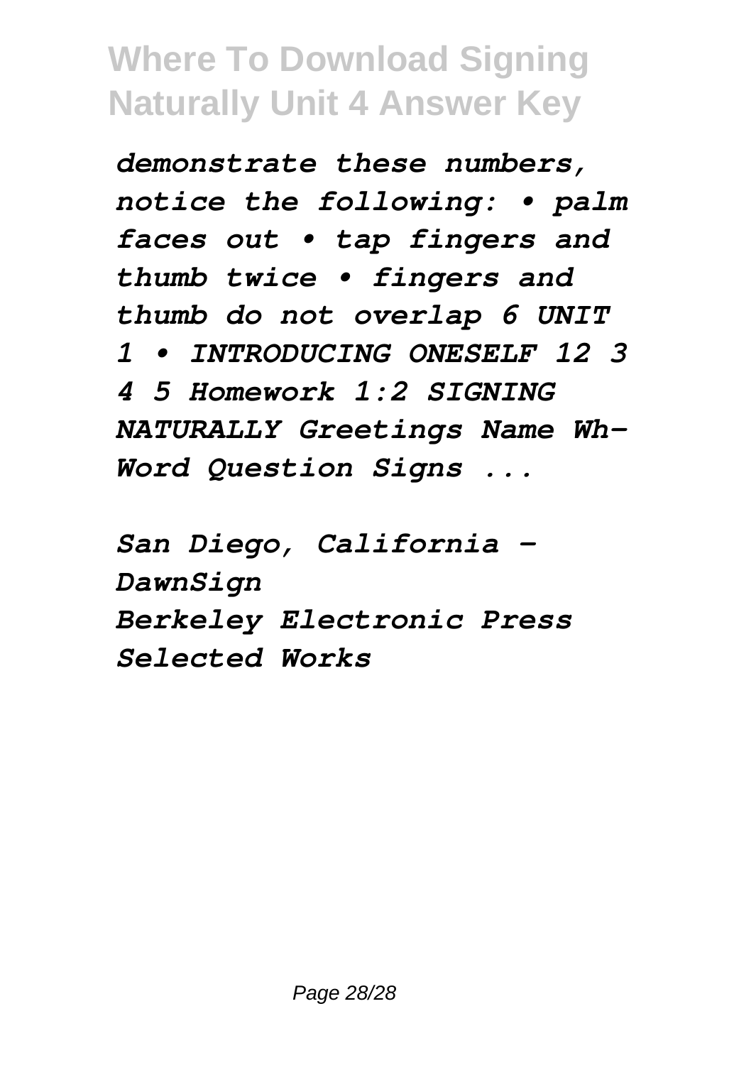*demonstrate these numbers, notice the following: • palm faces out • tap fingers and thumb twice • fingers and thumb do not overlap 6 UNIT 1 • INTRODUCING ONESELF 12 3 4 5 Homework 1:2 SIGNING NATURALLY Greetings Name Wh-Word Question Signs ...*

*San Diego, California - DawnSign*
*Berkeley Electronic Press Selected Works*